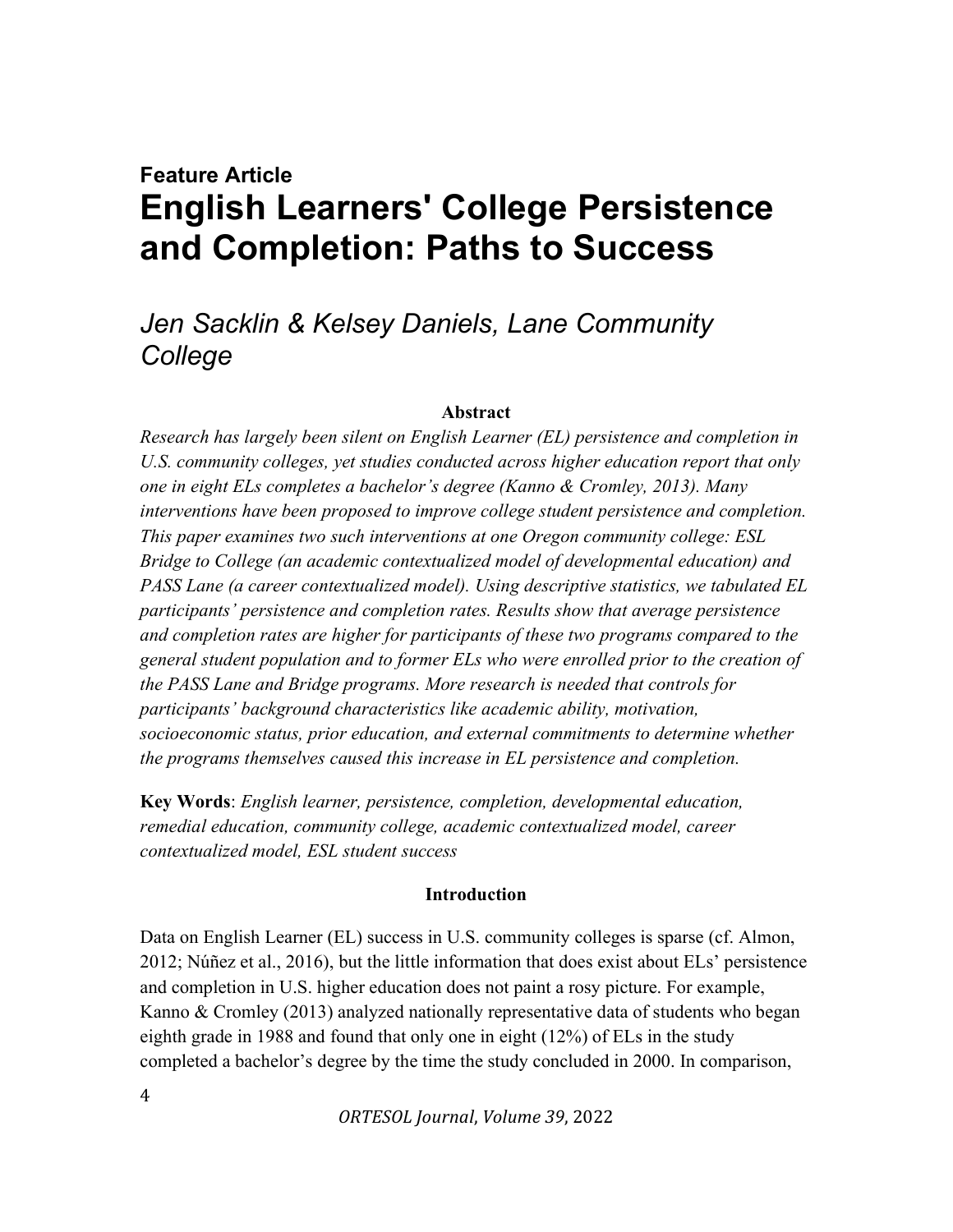**Feature Article**

# English Learners' College Persistence and Completion: Paths to Success

## *Jen Sacklin & Kelsey Daniels, Lane Community College*

### Abstract

*Research has largely been silent on English Learner (EL) persistence and completion in U.S. community colleges, yet studies conducted across higher education report that only one in eight ELs completes a bachelor's degree (Kanno & Cromley, 2013). Many interventions have been proposed to improve college student persistence and completion. This paper examines two such interventions at one Oregon community college: ESL Bridge to College (an academic contextualized model of developmental education) and PASS Lane (a career contextualized model). Using descriptive statistics, we tabulated EL participants' persistence and completion rates. Results show that average persistence and completion rates are higher for participants of these two programs compared to the general student population and to former ELs who were enrolled prior to the creation of the PASS Lane and Bridge programs. More research is needed that controls for participants' background characteristics like academic ability, motivation, socioeconomic status, prior education, and external commitments to determine whether the programs themselves caused this increase in EL persistence and completion.*

**Key Words**: *English learner, persistence, completion, developmental education, remedial education, community college, academic contextualized model, career contextualized model, ESL student success*

### Introduction

Data on English Learner (EL) success in U.S. community colleges is sparse (cf. Almon, 2012; Núñez et al., 2016), but the little information that does exist about ELs' persistence and completion in U.S. higher education does not paint a rosy picture. For example, Kanno & Cromley (2013) analyzed nationally representative data of students who began eighth grade in 1988 and found that only one in eight (12%) of ELs in the study completed a bachelor's degree by the time the study concluded in 2000. In comparison,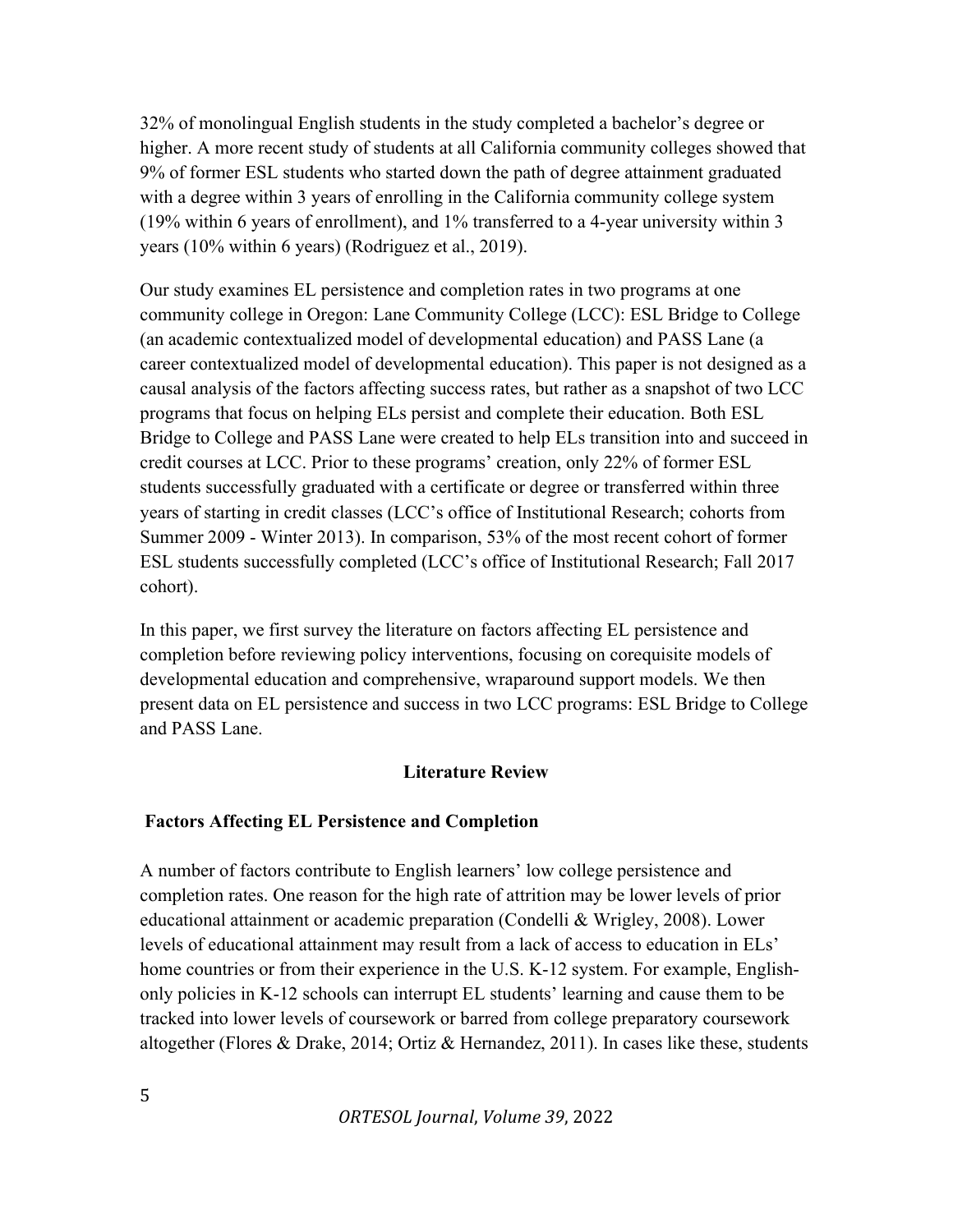32% of monolingual English students in the study completed a bachelor's degree or higher. A more recent study of students at all California community colleges showed that 9% of former ESL students who started down the path of degree attainment graduated with a degree within 3 years of enrolling in the California community college system (19% within 6 years of enrollment), and 1% transferred to a 4-year university within 3 years (10% within 6 years) (Rodriguez et al., 2019).

Our study examines EL persistence and completion rates in two programs at one community college in Oregon: Lane Community College (LCC): ESL Bridge to College (an academic contextualized model of developmental education) and PASS Lane (a career contextualized model of developmental education). This paper is not designed as a causal analysis of the factors affecting success rates, but rather as a snapshot of two LCC programs that focus on helping ELs persist and complete their education. Both ESL Bridge to College and PASS Lane were created to help ELs transition into and succeed in credit courses at LCC. Prior to these programs' creation, only 22% of former ESL students successfully graduated with a certificate or degree or transferred within three years of starting in credit classes (LCC's office of Institutional Research; cohorts from Summer 2009 - Winter 2013). In comparison, 53% of the most recent cohort of former ESL students successfully completed (LCC's office of Institutional Research; Fall 2017 cohort).

In this paper, we first survey the literature on factors affecting EL persistence and completion before reviewing policy interventions, focusing on corequisite models of developmental education and comprehensive, wraparound support models. We then present data on EL persistence and success in two LCC programs: ESL Bridge to College and PASS Lane.

## Literature Review

### Factors Affecting EL Persistence and Completion

A number of factors contribute to English learners' low college persistence and completion rates. One reason for the high rate of attrition may be lower levels of prior educational attainment or academic preparation (Condelli & Wrigley, 2008). Lower levels of educational attainment may result from a lack of access to education in ELs' home countries or from their experience in the U.S. K-12 system. For example, English-only policies in K-12 schools can interrupt EL students' learning and cause them to be tracked into lower levels of coursework or barred from college preparatory coursework altogether (Flores & Drake, 2014; Ortiz & Hernandez, 2011). In cases like these, students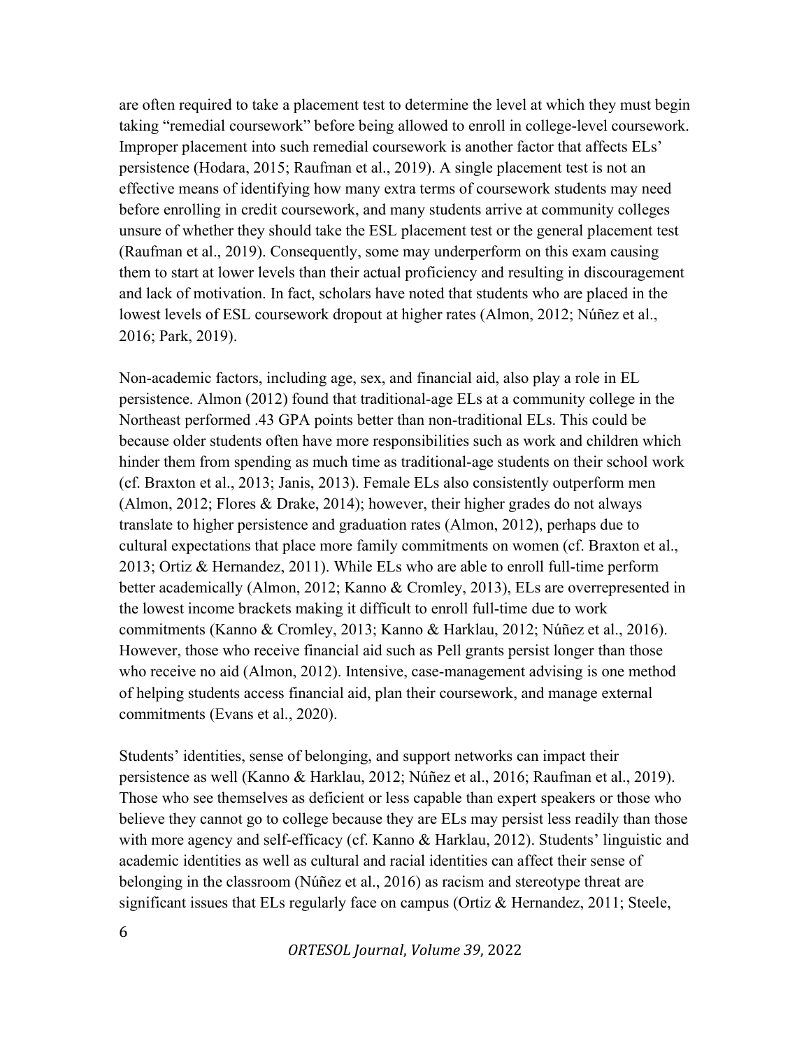are often required to take a placement test to determine the level at which they must begin taking "remedial coursework" before being allowed to enroll in college-level coursework. Improper placement into such remedial coursework is another factor that affects ELs' persistence (Hodara, 2015; Raufman et al., 2019). A single placement test is not an effective means of identifying how many extra terms of coursework students may need before enrolling in credit coursework, and many students arrive at community colleges unsure of whether they should take the ESL placement test or the general placement test (Raufman et al., 2019). Consequently, some may underperform on this exam causing them to start at lower levels than their actual proficiency and resulting in discouragement and lack of motivation. In fact, scholars have noted that students who are placed in the lowest levels of ESL coursework dropout at higher rates (Almon, 2012; Núñez et al., 2016; Park, 2019).

Non-academic factors, including age, sex, and financial aid, also play a role in EL persistence. Almon (2012) found that traditional-age ELs at a community college in the Northeast performed .43 GPA points better than non-traditional ELs. This could be because older students often have more responsibilities such as work and children which hinder them from spending as much time as traditional-age students on their school work (cf. Braxton et al., 2013; Janis, 2013). Female ELs also consistently outperform men (Almon, 2012; Flores & Drake, 2014); however, their higher grades do not always translate to higher persistence and graduation rates (Almon, 2012), perhaps due to cultural expectations that place more family commitments on women (cf. Braxton et al., 2013; Ortiz & Hernandez, 2011). While ELs who are able to enroll full-time perform better academically (Almon, 2012; Kanno & Cromley, 2013), ELs are overrepresented in the lowest income brackets making it difficult to enroll full-time due to work commitments (Kanno & Cromley, 2013; Kanno & Harklau, 2012; Núñez et al., 2016). However, those who receive financial aid such as Pell grants persist longer than those who receive no aid (Almon, 2012). Intensive, case-management advising is one method of helping students access financial aid, plan their coursework, and manage external commitments (Evans et al., 2020).

Students' identities, sense of belonging, and support networks can impact their persistence as well (Kanno & Harklau, 2012; Núñez et al., 2016; Raufman et al., 2019). Those who see themselves as deficient or less capable than expert speakers or those who believe they cannot go to college because they are ELs may persist less readily than those with more agency and self-efficacy (cf. Kanno & Harklau, 2012). Students' linguistic and academic identities as well as cultural and racial identities can affect their sense of belonging in the classroom (Núñez et al., 2016) as racism and stereotype threat are significant issues that ELs regularly face on campus (Ortiz & Hernandez, 2011; Steele,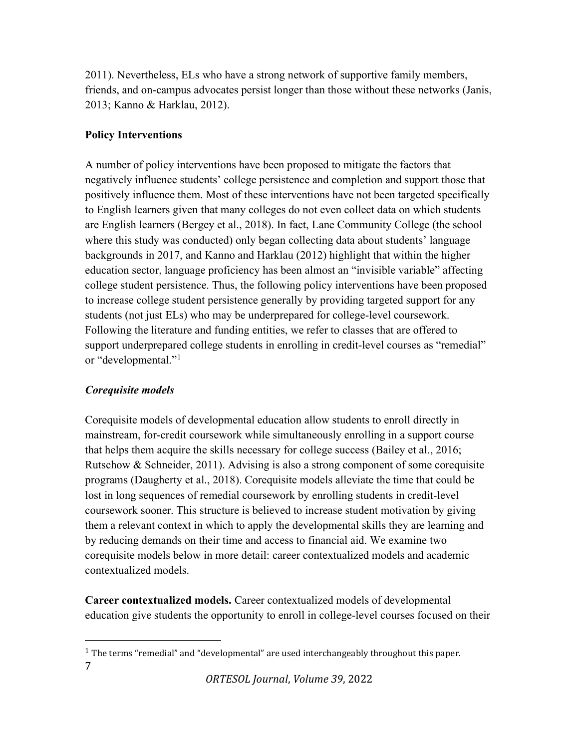2011). Nevertheless, ELs who have a strong network of supportive family members, friends, and on-campus advocates persist longer than those without these networks (Janis, 2013; Kanno & Harklau, 2012).

## Policy Interventions

A number of policy interventions have been proposed to mitigate the factors that negatively influence students' college persistence and completion and support those that positively influence them. Most of these interventions have not been targeted specifically to English learners given that many colleges do not even collect data on which students are English learners (Bergey et al., 2018). In fact, Lane Community College (the school where this study was conducted) only began collecting data about students' language backgrounds in 2017, and Kanno and Harklau (2012) highlight that within the higher education sector, language proficiency has been almost an "invisible variable" affecting college student persistence. Thus, the following policy interventions have been proposed to increase college student persistence generally by providing targeted support for any students (not just ELs) who may be underprepared for college-level coursework. Following the literature and funding entities, we refer to classes that are offered to support underprepared college students in enrolling in credit-level courses as "remedial" or "developmental."[1]

### *Corequisite models*

Corequisite models of developmental education allow students to enroll directly in mainstream, for-credit coursework while simultaneously enrolling in a support course that helps them acquire the skills necessary for college success (Bailey et al., 2016; Rutschow & Schneider, 2011). Advising is also a strong component of some corequisite programs (Daugherty et al., 2018). Corequisite models alleviate the time that could be lost in long sequences of remedial coursework by enrolling students in credit-level coursework sooner. This structure is believed to increase student motivation by giving them a relevant context in which to apply the developmental skills they are learning and by reducing demands on their time and access to financial aid. We examine two corequisite models below in more detail: career contextualized models and academic contextualized models.

**Career contextualized models.** Career contextualized models of developmental education give students the opportunity to enroll in college-level courses focused on their

[1] The terms "remedial" and "developmental" are used interchangeably throughout this paper.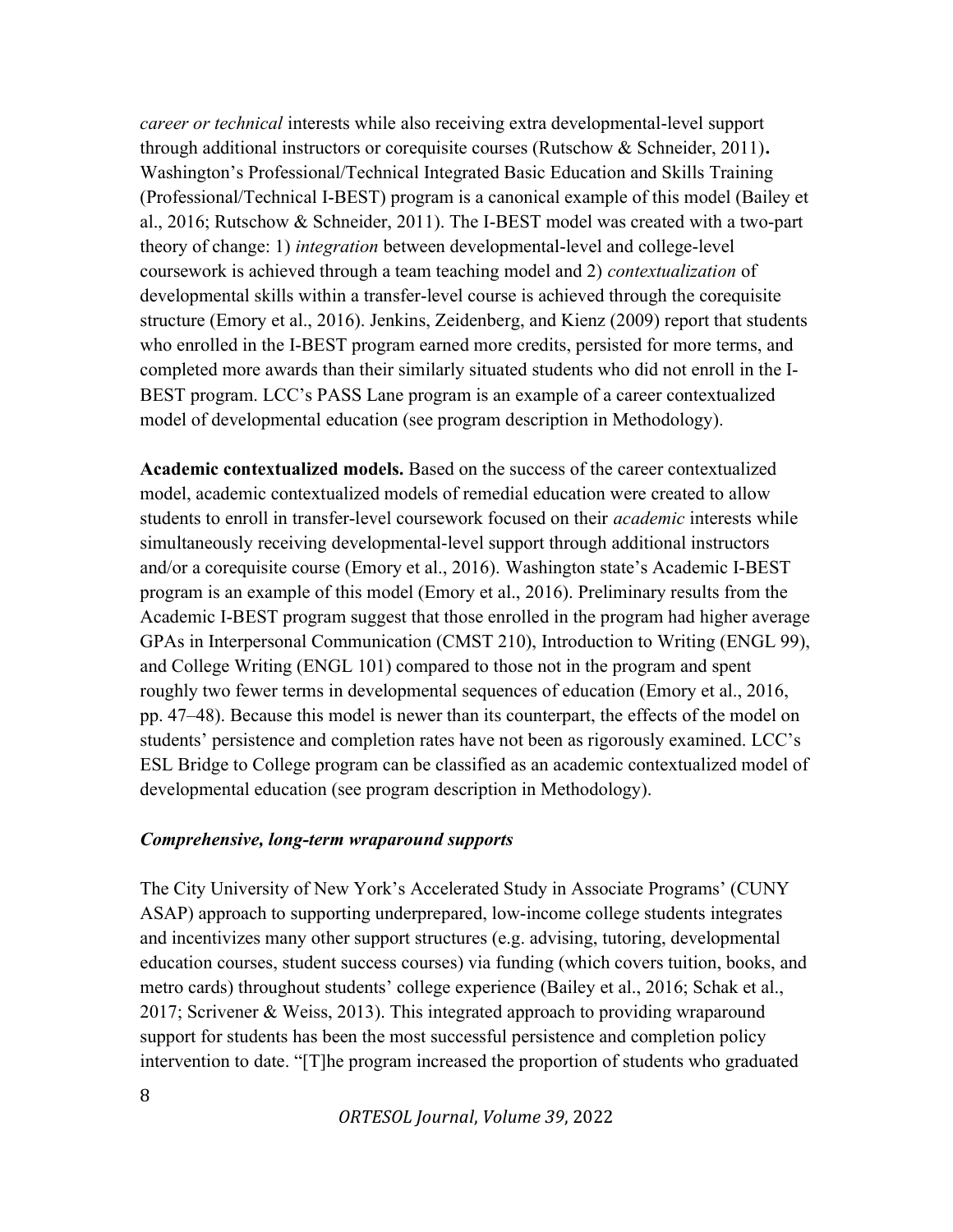*career or technical* interests while also receiving extra developmental-level support through additional instructors or corequisite courses (Rutschow & Schneider, 2011). Washington's Professional/Technical Integrated Basic Education and Skills Training (Professional/Technical I-BEST) program is a canonical example of this model (Bailey et al., 2016; Rutschow & Schneider, 2011). The I-BEST model was created with a two-part theory of change: 1) *integration* between developmental-level and college-level coursework is achieved through a team teaching model and 2) *contextualization* of developmental skills within a transfer-level course is achieved through the corequisite structure (Emory et al., 2016). Jenkins, Zeidenberg, and Kienz (2009) report that students who enrolled in the I-BEST program earned more credits, persisted for more terms, and completed more awards than their similarly situated students who did not enroll in the I-BEST program. LCC's PASS Lane program is an example of a career contextualized model of developmental education (see program description in Methodology).

**Academic contextualized models.** Based on the success of the career contextualized model, academic contextualized models of remedial education were created to allow students to enroll in transfer-level coursework focused on their *academic* interests while simultaneously receiving developmental-level support through additional instructors and/or a corequisite course (Emory et al., 2016). Washington state's Academic I-BEST program is an example of this model (Emory et al., 2016). Preliminary results from the Academic I-BEST program suggest that those enrolled in the program had higher average GPAs in Interpersonal Communication (CMST 210), Introduction to Writing (ENGL 99), and College Writing (ENGL 101) compared to those not in the program and spent roughly two fewer terms in developmental sequences of education (Emory et al., 2016, pp. 47–48). Because this model is newer than its counterpart, the effects of the model on students' persistence and completion rates have not been as rigorously examined. LCC's ESL Bridge to College program can be classified as an academic contextualized model of developmental education (see program description in Methodology).

***Comprehensive, long-term wraparound supports***

The City University of New York's Accelerated Study in Associate Programs' (CUNY ASAP) approach to supporting underprepared, low-income college students integrates and incentivizes many other support structures (e.g. advising, tutoring, developmental education courses, student success courses) via funding (which covers tuition, books, and metro cards) throughout students' college experience (Bailey et al., 2016; Schak et al., 2017; Scrivener & Weiss, 2013). This integrated approach to providing wraparound support for students has been the most successful persistence and completion policy intervention to date. "[T]he program increased the proportion of students who graduated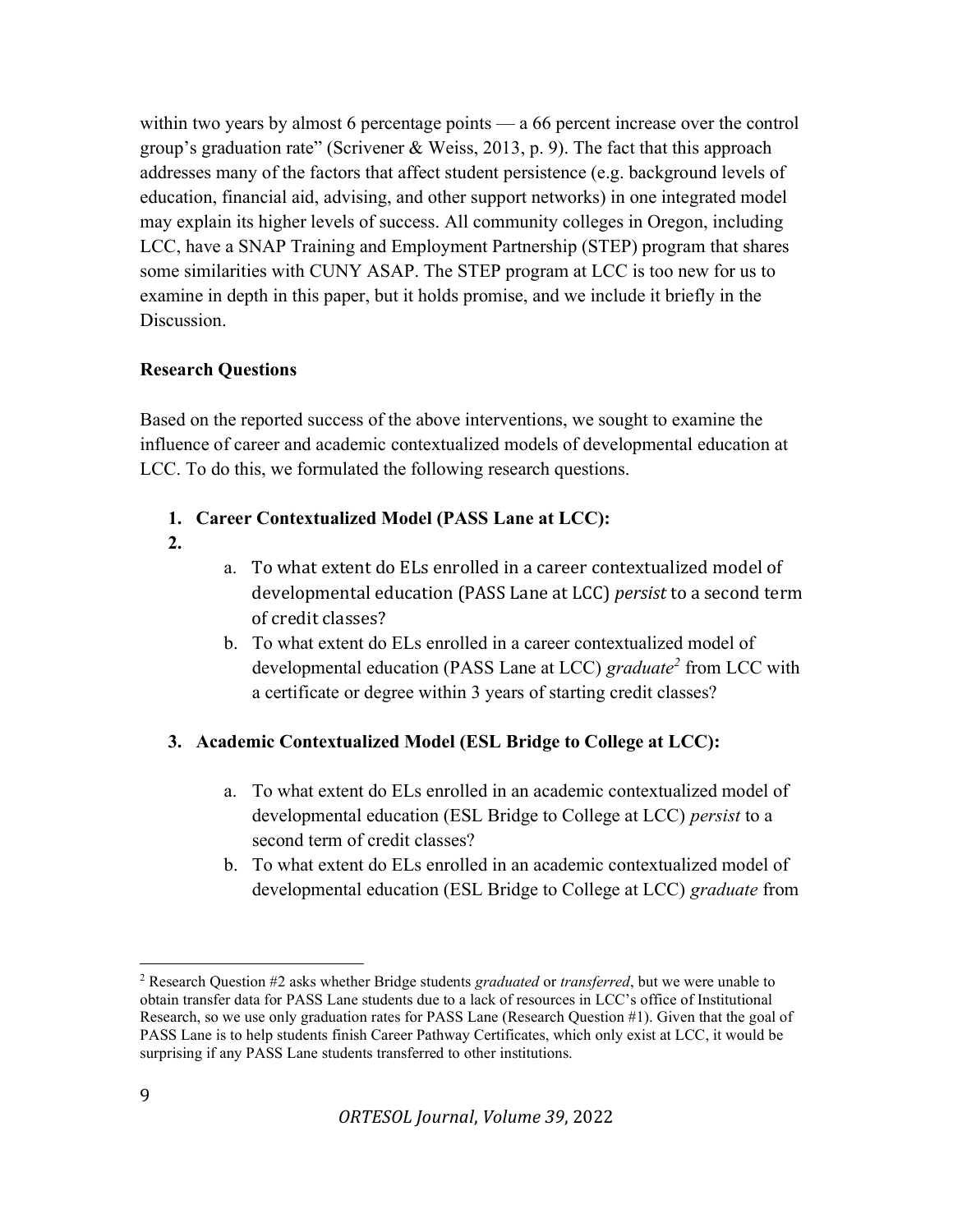within two years by almost 6 percentage points — a 66 percent increase over the control group's graduation rate" (Scrivener & Weiss, 2013, p. 9). The fact that this approach addresses many of the factors that affect student persistence (e.g. background levels of education, financial aid, advising, and other support networks) in one integrated model may explain its higher levels of success. All community colleges in Oregon, including LCC, have a SNAP Training and Employment Partnership (STEP) program that shares some similarities with CUNY ASAP. The STEP program at LCC is too new for us to examine in depth in this paper, but it holds promise, and we include it briefly in the Discussion.

**Research Questions**

Based on the reported success of the above interventions, we sought to examine the influence of career and academic contextualized models of developmental education at LCC. To do this, we formulated the following research questions.

1. **Career Contextualized Model (PASS Lane at LCC):**
2. 
   a. To what extent do ELs enrolled in a career contextualized model of developmental education (PASS Lane at LCC) *persist* to a second term of credit classes?
   b. To what extent do ELs enrolled in a career contextualized model of developmental education (PASS Lane at LCC) *graduate*[2] from LCC with a certificate or degree within 3 years of starting credit classes?

3. **Academic Contextualized Model (ESL Bridge to College at LCC):**

   a. To what extent do ELs enrolled in an academic contextualized model of developmental education (ESL Bridge to College at LCC) *persist* to a second term of credit classes?
   b. To what extent do ELs enrolled in an academic contextualized model of developmental education (ESL Bridge to College at LCC) *graduate* from

[2] Research Question #2 asks whether Bridge students *graduated* or *transferred*, but we were unable to obtain transfer data for PASS Lane students due to a lack of resources in LCC's office of Institutional Research, so we use only graduation rates for PASS Lane (Research Question #1). Given that the goal of PASS Lane is to help students finish Career Pathway Certificates, which only exist at LCC, it would be surprising if any PASS Lane students transferred to other institutions.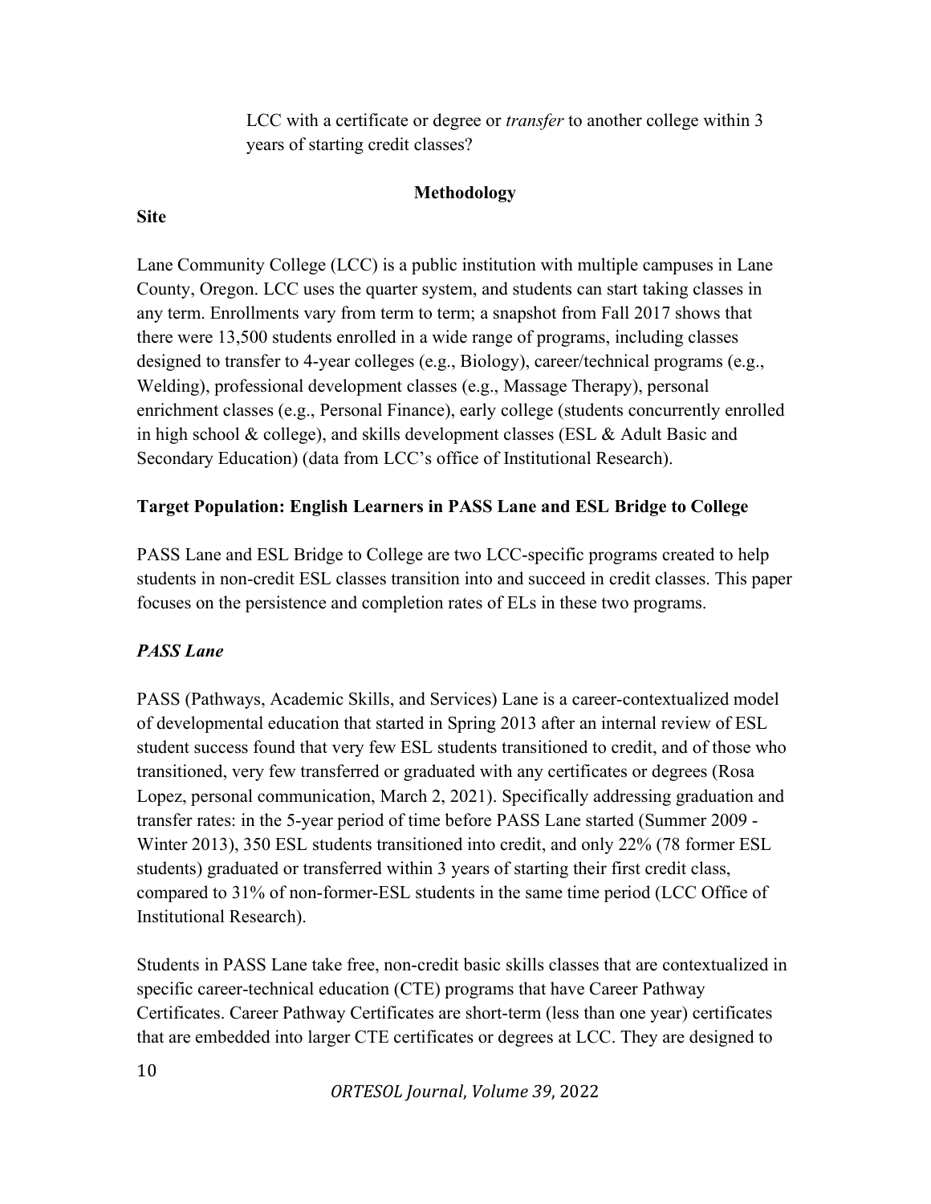LCC with a certificate or degree or *transfer* to another college within 3 years of starting credit classes?

## Methodology

### Site

Lane Community College (LCC) is a public institution with multiple campuses in Lane County, Oregon. LCC uses the quarter system, and students can start taking classes in any term. Enrollments vary from term to term; a snapshot from Fall 2017 shows that there were 13,500 students enrolled in a wide range of programs, including classes designed to transfer to 4-year colleges (e.g., Biology), career/technical programs (e.g., Welding), professional development classes (e.g., Massage Therapy), personal enrichment classes (e.g., Personal Finance), early college (students concurrently enrolled in high school & college), and skills development classes (ESL & Adult Basic and Secondary Education) (data from LCC's office of Institutional Research).

### Target Population: English Learners in PASS Lane and ESL Bridge to College

PASS Lane and ESL Bridge to College are two LCC-specific programs created to help students in non-credit ESL classes transition into and succeed in credit classes. This paper focuses on the persistence and completion rates of ELs in these two programs.

#### *PASS Lane*

PASS (Pathways, Academic Skills, and Services) Lane is a career-contextualized model of developmental education that started in Spring 2013 after an internal review of ESL student success found that very few ESL students transitioned to credit, and of those who transitioned, very few transferred or graduated with any certificates or degrees (Rosa Lopez, personal communication, March 2, 2021). Specifically addressing graduation and transfer rates: in the 5-year period of time before PASS Lane started (Summer 2009 - Winter 2013), 350 ESL students transitioned into credit, and only 22% (78 former ESL students) graduated or transferred within 3 years of starting their first credit class, compared to 31% of non-former-ESL students in the same time period (LCC Office of Institutional Research).

Students in PASS Lane take free, non-credit basic skills classes that are contextualized in specific career-technical education (CTE) programs that have Career Pathway Certificates. Career Pathway Certificates are short-term (less than one year) certificates that are embedded into larger CTE certificates or degrees at LCC. They are designed to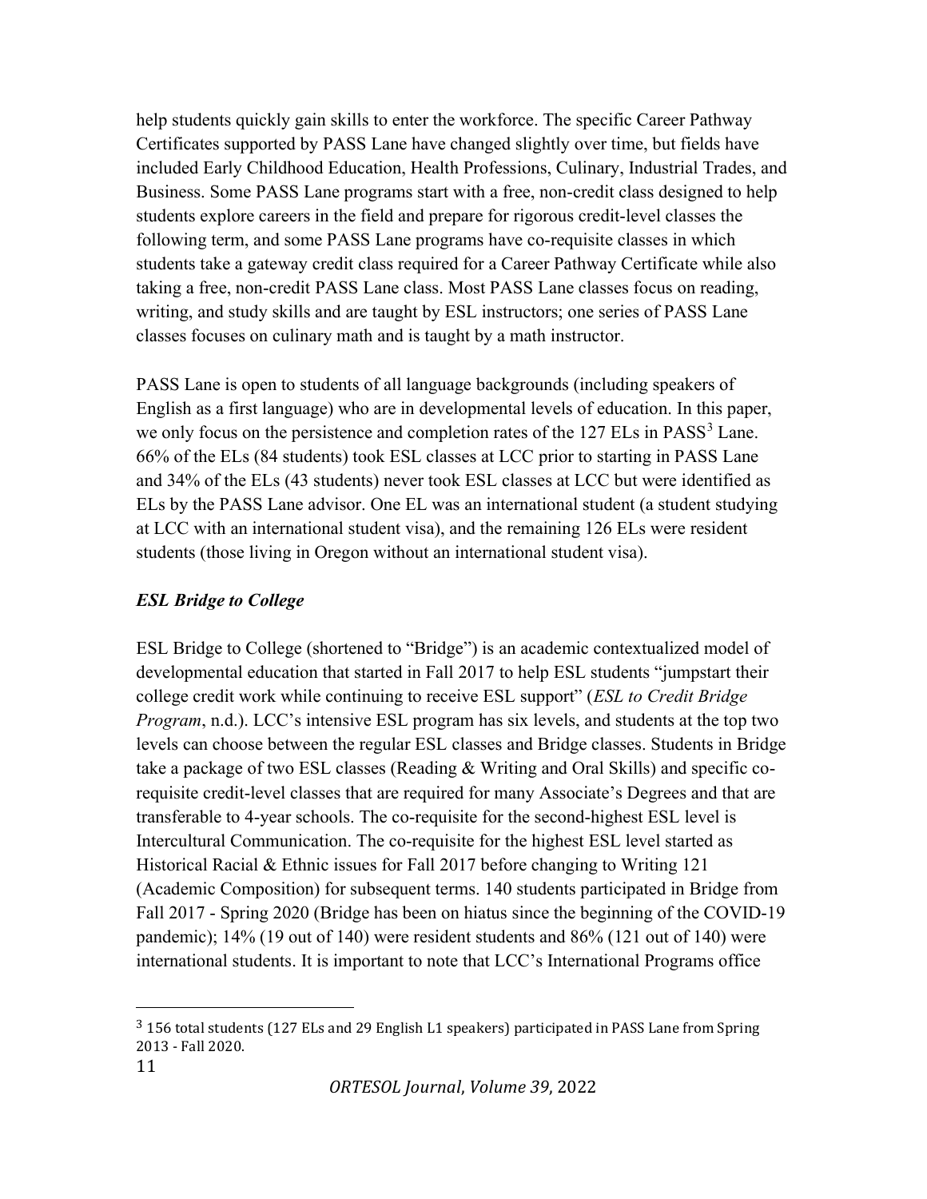help students quickly gain skills to enter the workforce. The specific Career Pathway Certificates supported by PASS Lane have changed slightly over time, but fields have included Early Childhood Education, Health Professions, Culinary, Industrial Trades, and Business. Some PASS Lane programs start with a free, non-credit class designed to help students explore careers in the field and prepare for rigorous credit-level classes the following term, and some PASS Lane programs have co-requisite classes in which students take a gateway credit class required for a Career Pathway Certificate while also taking a free, non-credit PASS Lane class. Most PASS Lane classes focus on reading, writing, and study skills and are taught by ESL instructors; one series of PASS Lane classes focuses on culinary math and is taught by a math instructor.

PASS Lane is open to students of all language backgrounds (including speakers of English as a first language) who are in developmental levels of education. In this paper, we only focus on the persistence and completion rates of the 127 ELs in PASS[3] Lane. 66% of the ELs (84 students) took ESL classes at LCC prior to starting in PASS Lane and 34% of the ELs (43 students) never took ESL classes at LCC but were identified as ELs by the PASS Lane advisor. One EL was an international student (a student studying at LCC with an international student visa), and the remaining 126 ELs were resident students (those living in Oregon without an international student visa).

### *ESL Bridge to College*

ESL Bridge to College (shortened to "Bridge") is an academic contextualized model of developmental education that started in Fall 2017 to help ESL students "jumpstart their college credit work while continuing to receive ESL support" (*ESL to Credit Bridge Program*, n.d.). LCC's intensive ESL program has six levels, and students at the top two levels can choose between the regular ESL classes and Bridge classes. Students in Bridge take a package of two ESL classes (Reading & Writing and Oral Skills) and specific co-requisite credit-level classes that are required for many Associate's Degrees and that are transferable to 4-year schools. The co-requisite for the second-highest ESL level is Intercultural Communication. The co-requisite for the highest ESL level started as Historical Racial & Ethnic issues for Fall 2017 before changing to Writing 121 (Academic Composition) for subsequent terms. 140 students participated in Bridge from Fall 2017 - Spring 2020 (Bridge has been on hiatus since the beginning of the COVID-19 pandemic); 14% (19 out of 140) were resident students and 86% (121 out of 140) were international students. It is important to note that LCC's International Programs office

[3] 156 total students (127 ELs and 29 English L1 speakers) participated in PASS Lane from Spring 2013 - Fall 2020.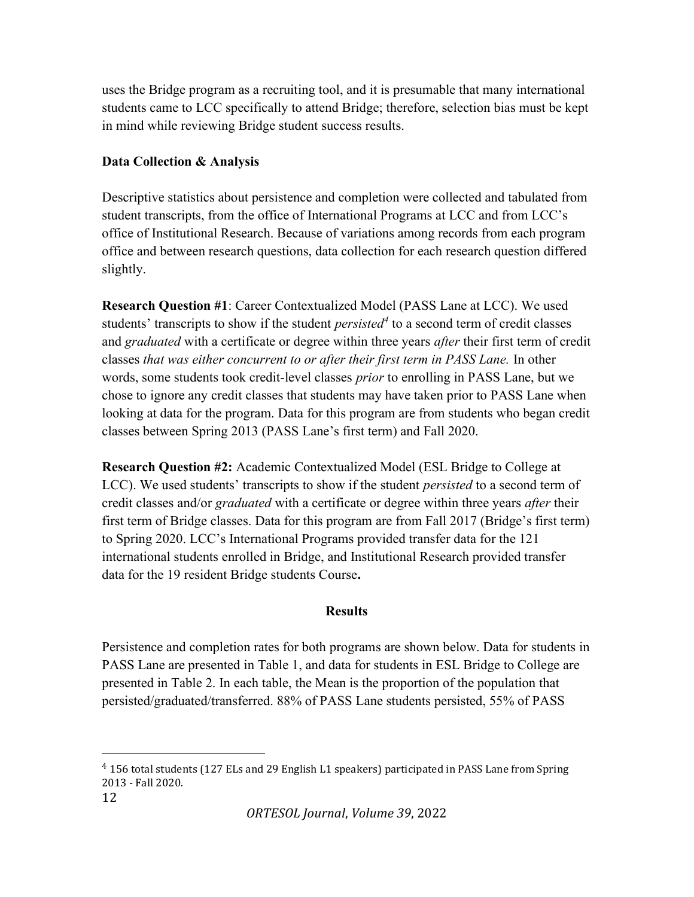uses the Bridge program as a recruiting tool, and it is presumable that many international students came to LCC specifically to attend Bridge; therefore, selection bias must be kept in mind while reviewing Bridge student success results.

**Data Collection & Analysis**

Descriptive statistics about persistence and completion were collected and tabulated from student transcripts, from the office of International Programs at LCC and from LCC's office of Institutional Research. Because of variations among records from each program office and between research questions, data collection for each research question differed slightly.

**Research Question #1**: Career Contextualized Model (PASS Lane at LCC). We used students' transcripts to show if the student *persisted*[4] to a second term of credit classes and *graduated* with a certificate or degree within three years *after* their first term of credit classes *that was either concurrent to or after their first term in PASS Lane.* In other words, some students took credit-level classes *prior* to enrolling in PASS Lane, but we chose to ignore any credit classes that students may have taken prior to PASS Lane when looking at data for the program. Data for this program are from students who began credit classes between Spring 2013 (PASS Lane's first term) and Fall 2020.

**Research Question #2:** Academic Contextualized Model (ESL Bridge to College at LCC). We used students' transcripts to show if the student *persisted* to a second term of credit classes and/or *graduated* with a certificate or degree within three years *after* their first term of Bridge classes. Data for this program are from Fall 2017 (Bridge's first term) to Spring 2020. LCC's International Programs provided transfer data for the 121 international students enrolled in Bridge, and Institutional Research provided transfer data for the 19 resident Bridge students Course**.**

**Results**

Persistence and completion rates for both programs are shown below. Data for students in PASS Lane are presented in Table 1, and data for students in ESL Bridge to College are presented in Table 2. In each table, the Mean is the proportion of the population that persisted/graduated/transferred. 88% of PASS Lane students persisted, 55% of PASS

[4] 156 total students (127 ELs and 29 English L1 speakers) participated in PASS Lane from Spring 2013 - Fall 2020.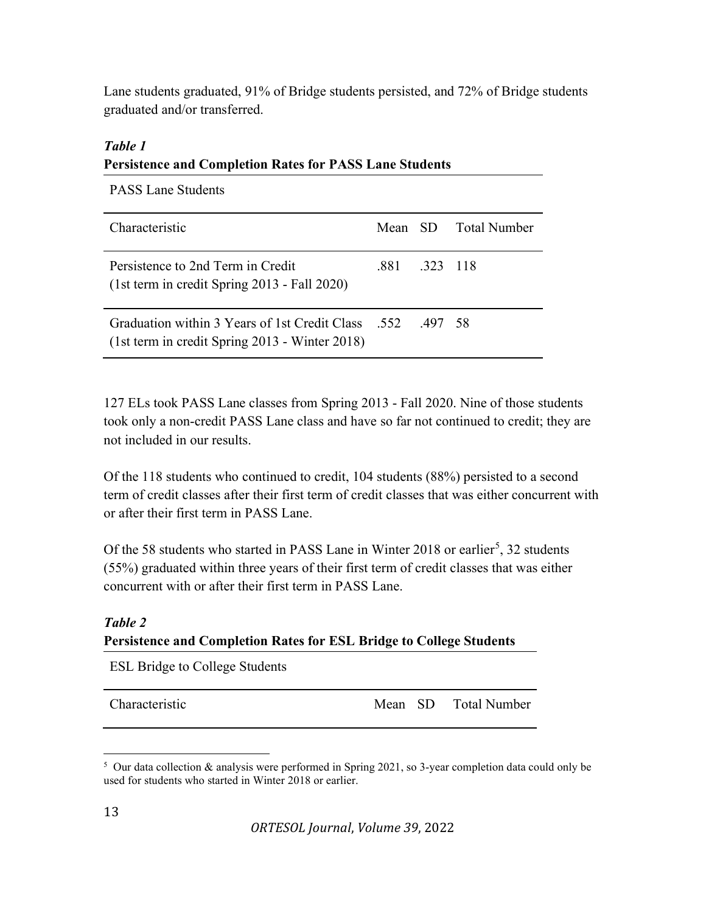Lane students graduated, 91% of Bridge students persisted, and 72% of Bridge students graduated and/or transferred.

***Table 1***

**Persistence and Completion Rates for PASS Lane Students**

| PASS Lane Students | | | |
|---|---|---|---|
| Characteristic | Mean | SD | Total Number |
| Persistence to 2nd Term in Credit (1st term in credit Spring 2013 - Fall 2020) | .881 | .323 | 118 |
| Graduation within 3 Years of 1st Credit Class (1st term in credit Spring 2013 - Winter 2018) | .552 | .497 | 58 |

127 ELs took PASS Lane classes from Spring 2013 - Fall 2020. Nine of those students took only a non-credit PASS Lane class and have so far not continued to credit; they are not included in our results.

Of the 118 students who continued to credit, 104 students (88%) persisted to a second term of credit classes after their first term of credit classes that was either concurrent with or after their first term in PASS Lane.

Of the 58 students who started in PASS Lane in Winter 2018 or earlier[5], 32 students (55%) graduated within three years of their first term of credit classes that was either concurrent with or after their first term in PASS Lane.

***Table 2***

**Persistence and Completion Rates for ESL Bridge to College Students**

| ESL Bridge to College Students | | | |
|---|---|---|---|
| Characteristic | Mean | SD | Total Number |

[5] Our data collection & analysis were performed in Spring 2021, so 3-year completion data could only be used for students who started in Winter 2018 or earlier.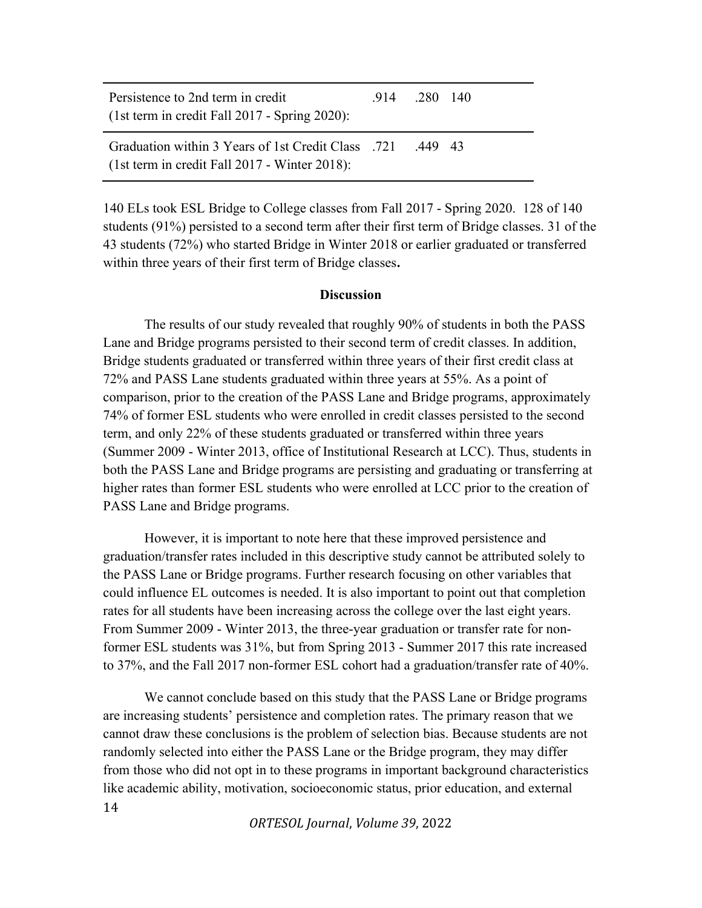| | | | |
|---|---|---|---|
| Persistence to 2nd term in credit (1st term in credit Fall 2017 - Spring 2020): | .914 | .280 | 140 |
| Graduation within 3 Years of 1st Credit Class (1st term in credit Fall 2017 - Winter 2018): | .721 | .449 | 43 |

140 ELs took ESL Bridge to College classes from Fall 2017 - Spring 2020. 128 of 140 students (91%) persisted to a second term after their first term of Bridge classes. 31 of the 43 students (72%) who started Bridge in Winter 2018 or earlier graduated or transferred within three years of their first term of Bridge classes**.**

## Discussion

The results of our study revealed that roughly 90% of students in both the PASS Lane and Bridge programs persisted to their second term of credit classes. In addition, Bridge students graduated or transferred within three years of their first credit class at 72% and PASS Lane students graduated within three years at 55%. As a point of comparison, prior to the creation of the PASS Lane and Bridge programs, approximately 74% of former ESL students who were enrolled in credit classes persisted to the second term, and only 22% of these students graduated or transferred within three years (Summer 2009 - Winter 2013, office of Institutional Research at LCC). Thus, students in both the PASS Lane and Bridge programs are persisting and graduating or transferring at higher rates than former ESL students who were enrolled at LCC prior to the creation of PASS Lane and Bridge programs.

However, it is important to note here that these improved persistence and graduation/transfer rates included in this descriptive study cannot be attributed solely to the PASS Lane or Bridge programs. Further research focusing on other variables that could influence EL outcomes is needed. It is also important to point out that completion rates for all students have been increasing across the college over the last eight years. From Summer 2009 - Winter 2013, the three-year graduation or transfer rate for non-former ESL students was 31%, but from Spring 2013 - Summer 2017 this rate increased to 37%, and the Fall 2017 non-former ESL cohort had a graduation/transfer rate of 40%.

We cannot conclude based on this study that the PASS Lane or Bridge programs are increasing students' persistence and completion rates. The primary reason that we cannot draw these conclusions is the problem of selection bias. Because students are not randomly selected into either the PASS Lane or the Bridge program, they may differ from those who did not opt in to these programs in important background characteristics like academic ability, motivation, socioeconomic status, prior education, and external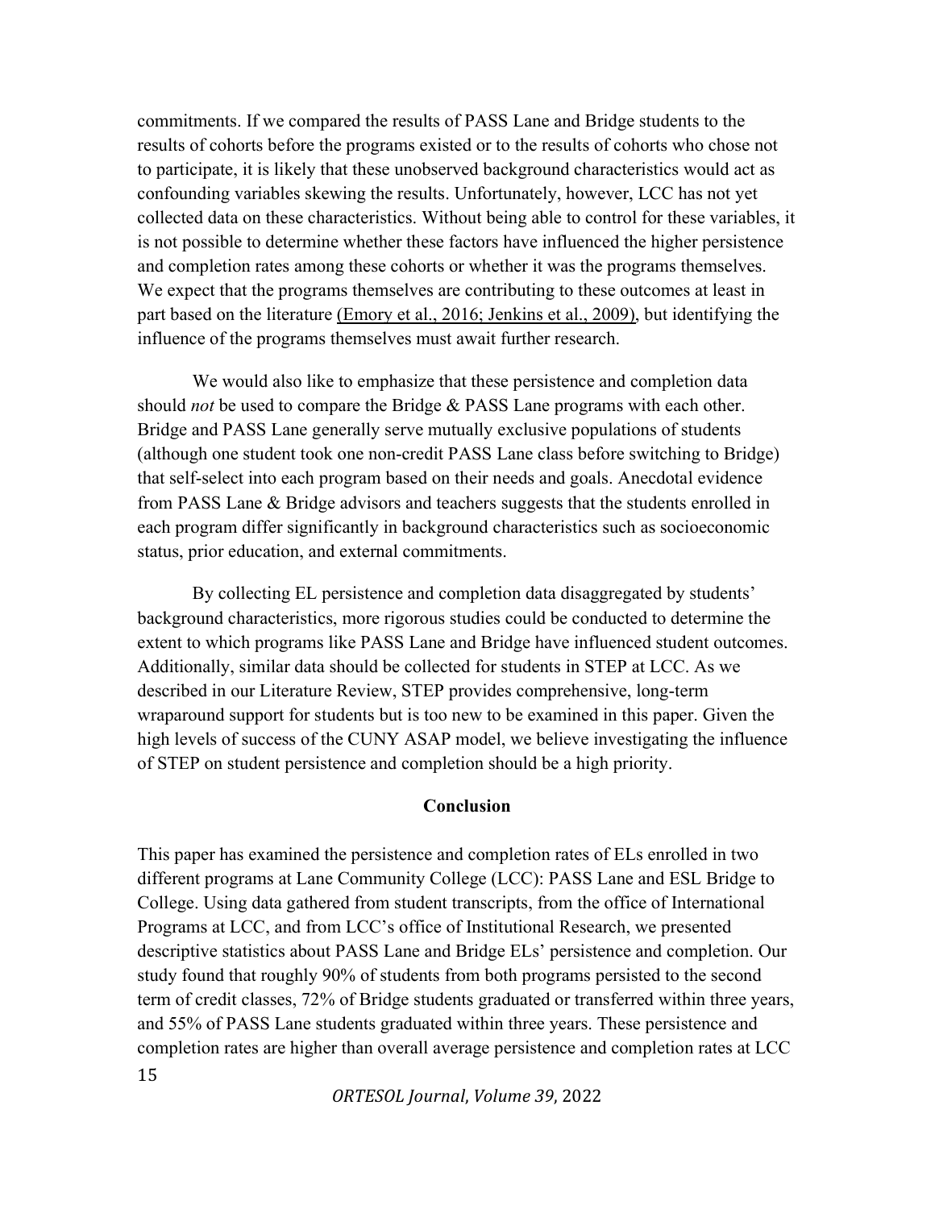commitments. If we compared the results of PASS Lane and Bridge students to the results of cohorts before the programs existed or to the results of cohorts who chose not to participate, it is likely that these unobserved background characteristics would act as confounding variables skewing the results. Unfortunately, however, LCC has not yet collected data on these characteristics. Without being able to control for these variables, it is not possible to determine whether these factors have influenced the higher persistence and completion rates among these cohorts or whether it was the programs themselves. We expect that the programs themselves are contributing to these outcomes at least in part based on the literature (Emory et al., 2016; Jenkins et al., 2009), but identifying the influence of the programs themselves must await further research.

We would also like to emphasize that these persistence and completion data should *not* be used to compare the Bridge & PASS Lane programs with each other. Bridge and PASS Lane generally serve mutually exclusive populations of students (although one student took one non-credit PASS Lane class before switching to Bridge) that self-select into each program based on their needs and goals. Anecdotal evidence from PASS Lane & Bridge advisors and teachers suggests that the students enrolled in each program differ significantly in background characteristics such as socioeconomic status, prior education, and external commitments.

By collecting EL persistence and completion data disaggregated by students' background characteristics, more rigorous studies could be conducted to determine the extent to which programs like PASS Lane and Bridge have influenced student outcomes. Additionally, similar data should be collected for students in STEP at LCC. As we described in our Literature Review, STEP provides comprehensive, long-term wraparound support for students but is too new to be examined in this paper. Given the high levels of success of the CUNY ASAP model, we believe investigating the influence of STEP on student persistence and completion should be a high priority.

## Conclusion

This paper has examined the persistence and completion rates of ELs enrolled in two different programs at Lane Community College (LCC): PASS Lane and ESL Bridge to College. Using data gathered from student transcripts, from the office of International Programs at LCC, and from LCC's office of Institutional Research, we presented descriptive statistics about PASS Lane and Bridge ELs' persistence and completion. Our study found that roughly 90% of students from both programs persisted to the second term of credit classes, 72% of Bridge students graduated or transferred within three years, and 55% of PASS Lane students graduated within three years. These persistence and completion rates are higher than overall average persistence and completion rates at LCC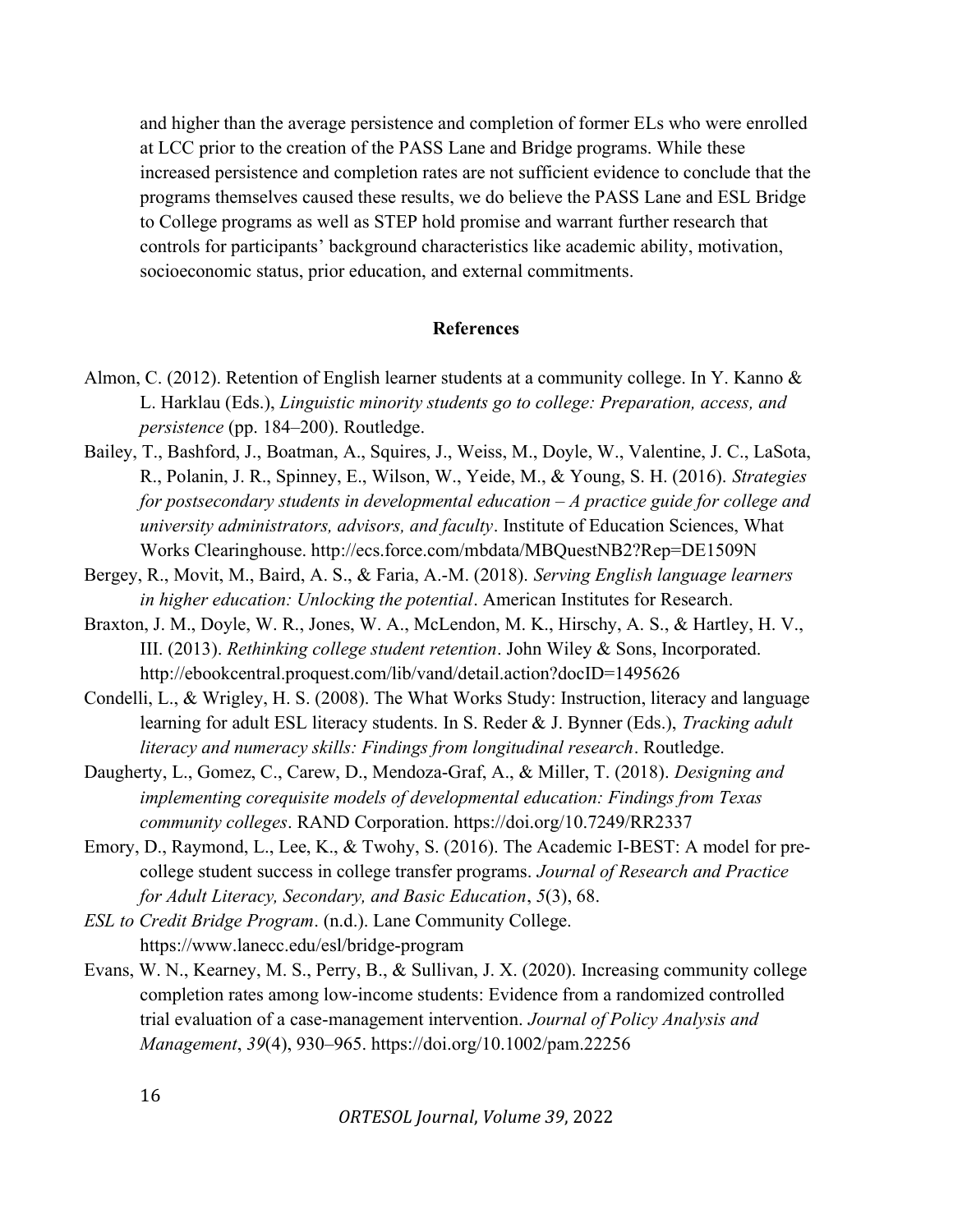and higher than the average persistence and completion of former ELs who were enrolled at LCC prior to the creation of the PASS Lane and Bridge programs. While these increased persistence and completion rates are not sufficient evidence to conclude that the programs themselves caused these results, we do believe the PASS Lane and ESL Bridge to College programs as well as STEP hold promise and warrant further research that controls for participants' background characteristics like academic ability, motivation, socioeconomic status, prior education, and external commitments.

## References

Almon, C. (2012). Retention of English learner students at a community college. In Y. Kanno & L. Harklau (Eds.), *Linguistic minority students go to college: Preparation, access, and persistence* (pp. 184–200). Routledge.

Bailey, T., Bashford, J., Boatman, A., Squires, J., Weiss, M., Doyle, W., Valentine, J. C., LaSota, R., Polanin, J. R., Spinney, E., Wilson, W., Yeide, M., & Young, S. H. (2016). *Strategies for postsecondary students in developmental education – A practice guide for college and university administrators, advisors, and faculty*. Institute of Education Sciences, What Works Clearinghouse. http://ecs.force.com/mbdata/MBQuestNB2?Rep=DE1509N

Bergey, R., Movit, M., Baird, A. S., & Faria, A.-M. (2018). *Serving English language learners in higher education: Unlocking the potential*. American Institutes for Research.

Braxton, J. M., Doyle, W. R., Jones, W. A., McLendon, M. K., Hirschy, A. S., & Hartley, H. V., III. (2013). *Rethinking college student retention*. John Wiley & Sons, Incorporated. http://ebookcentral.proquest.com/lib/vand/detail.action?docID=1495626

Condelli, L., & Wrigley, H. S. (2008). The What Works Study: Instruction, literacy and language learning for adult ESL literacy students. In S. Reder & J. Bynner (Eds.), *Tracking adult literacy and numeracy skills: Findings from longitudinal research*. Routledge.

Daugherty, L., Gomez, C., Carew, D., Mendoza-Graf, A., & Miller, T. (2018). *Designing and implementing corequisite models of developmental education: Findings from Texas community colleges*. RAND Corporation. https://doi.org/10.7249/RR2337

Emory, D., Raymond, L., Lee, K., & Twohy, S. (2016). The Academic I-BEST: A model for pre-college student success in college transfer programs. *Journal of Research and Practice for Adult Literacy, Secondary, and Basic Education*, *5*(3), 68.

*ESL to Credit Bridge Program*. (n.d.). Lane Community College. https://www.lanecc.edu/esl/bridge-program

Evans, W. N., Kearney, M. S., Perry, B., & Sullivan, J. X. (2020). Increasing community college completion rates among low-income students: Evidence from a randomized controlled trial evaluation of a case-management intervention. *Journal of Policy Analysis and Management*, *39*(4), 930–965. https://doi.org/10.1002/pam.22256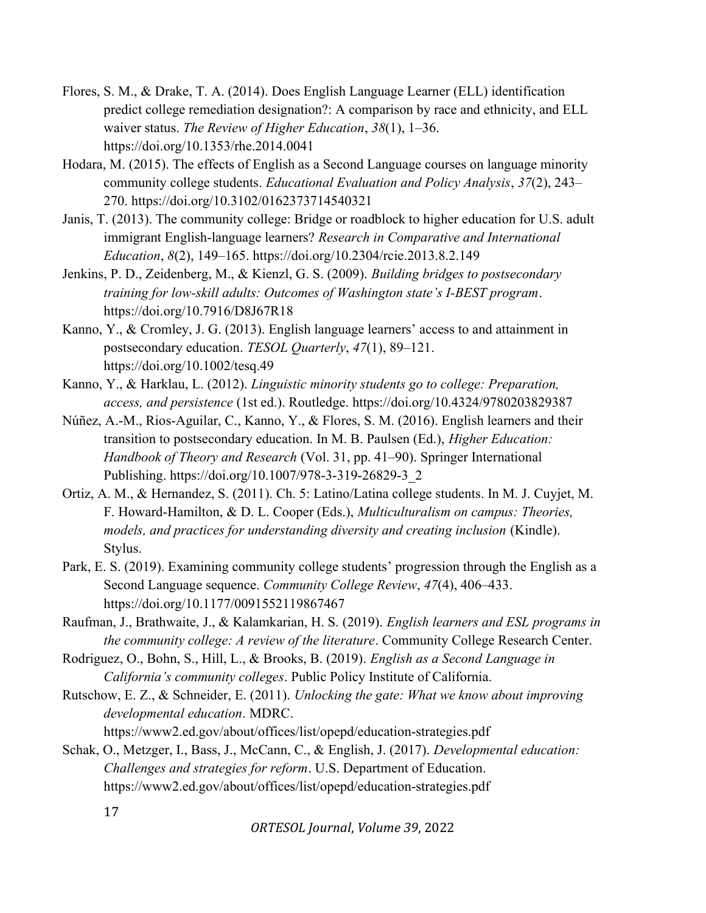Flores, S. M., & Drake, T. A. (2014). Does English Language Learner (ELL) identification predict college remediation designation?: A comparison by race and ethnicity, and ELL waiver status. *The Review of Higher Education*, *38*(1), 1–36. https://doi.org/10.1353/rhe.2014.0041

Hodara, M. (2015). The effects of English as a Second Language courses on language minority community college students. *Educational Evaluation and Policy Analysis*, *37*(2), 243–270. https://doi.org/10.3102/0162373714540321

Janis, T. (2013). The community college: Bridge or roadblock to higher education for U.S. adult immigrant English-language learners? *Research in Comparative and International Education*, *8*(2), 149–165. https://doi.org/10.2304/rcie.2013.8.2.149

Jenkins, P. D., Zeidenberg, M., & Kienzl, G. S. (2009). *Building bridges to postsecondary training for low-skill adults: Outcomes of Washington state's I-BEST program*. https://doi.org/10.7916/D8J67R18

Kanno, Y., & Cromley, J. G. (2013). English language learners' access to and attainment in postsecondary education. *TESOL Quarterly*, *47*(1), 89–121. https://doi.org/10.1002/tesq.49

Kanno, Y., & Harklau, L. (2012). *Linguistic minority students go to college: Preparation, access, and persistence* (1st ed.). Routledge. https://doi.org/10.4324/9780203829387

Núñez, A.-M., Rios-Aguilar, C., Kanno, Y., & Flores, S. M. (2016). English learners and their transition to postsecondary education. In M. B. Paulsen (Ed.), *Higher Education: Handbook of Theory and Research* (Vol. 31, pp. 41–90). Springer International Publishing. https://doi.org/10.1007/978-3-319-26829-3_2

Ortiz, A. M., & Hernandez, S. (2011). Ch. 5: Latino/Latina college students. In M. J. Cuyjet, M. F. Howard-Hamilton, & D. L. Cooper (Eds.), *Multiculturalism on campus: Theories, models, and practices for understanding diversity and creating inclusion* (Kindle). Stylus.

Park, E. S. (2019). Examining community college students' progression through the English as a Second Language sequence. *Community College Review*, *47*(4), 406–433. https://doi.org/10.1177/0091552119867467

Raufman, J., Brathwaite, J., & Kalamkarian, H. S. (2019). *English learners and ESL programs in the community college: A review of the literature*. Community College Research Center.

Rodriguez, O., Bohn, S., Hill, L., & Brooks, B. (2019). *English as a Second Language in California's community colleges*. Public Policy Institute of California.

Rutschow, E. Z., & Schneider, E. (2011). *Unlocking the gate: What we know about improving developmental education*. MDRC. https://www2.ed.gov/about/offices/list/opepd/education-strategies.pdf

Schak, O., Metzger, I., Bass, J., McCann, C., & English, J. (2017). *Developmental education: Challenges and strategies for reform*. U.S. Department of Education. https://www2.ed.gov/about/offices/list/opepd/education-strategies.pdf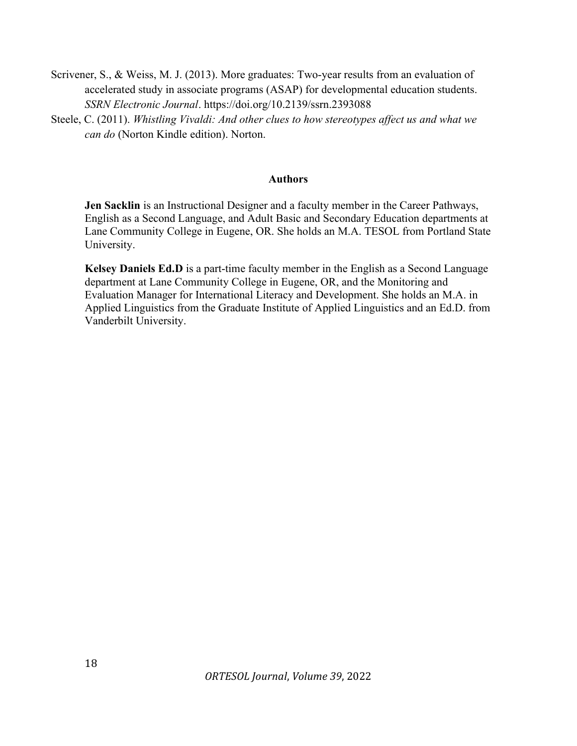Scrivener, S., & Weiss, M. J. (2013). More graduates: Two-year results from an evaluation of accelerated study in associate programs (ASAP) for developmental education students. *SSRN Electronic Journal*. https://doi.org/10.2139/ssrn.2393088

Steele, C. (2011). *Whistling Vivaldi: And other clues to how stereotypes affect us and what we can do* (Norton Kindle edition). Norton.

## Authors

**Jen Sacklin** is an Instructional Designer and a faculty member in the Career Pathways, English as a Second Language, and Adult Basic and Secondary Education departments at Lane Community College in Eugene, OR. She holds an M.A. TESOL from Portland State University.

**Kelsey Daniels Ed.D** is a part-time faculty member in the English as a Second Language department at Lane Community College in Eugene, OR, and the Monitoring and Evaluation Manager for International Literacy and Development. She holds an M.A. in Applied Linguistics from the Graduate Institute of Applied Linguistics and an Ed.D. from Vanderbilt University.